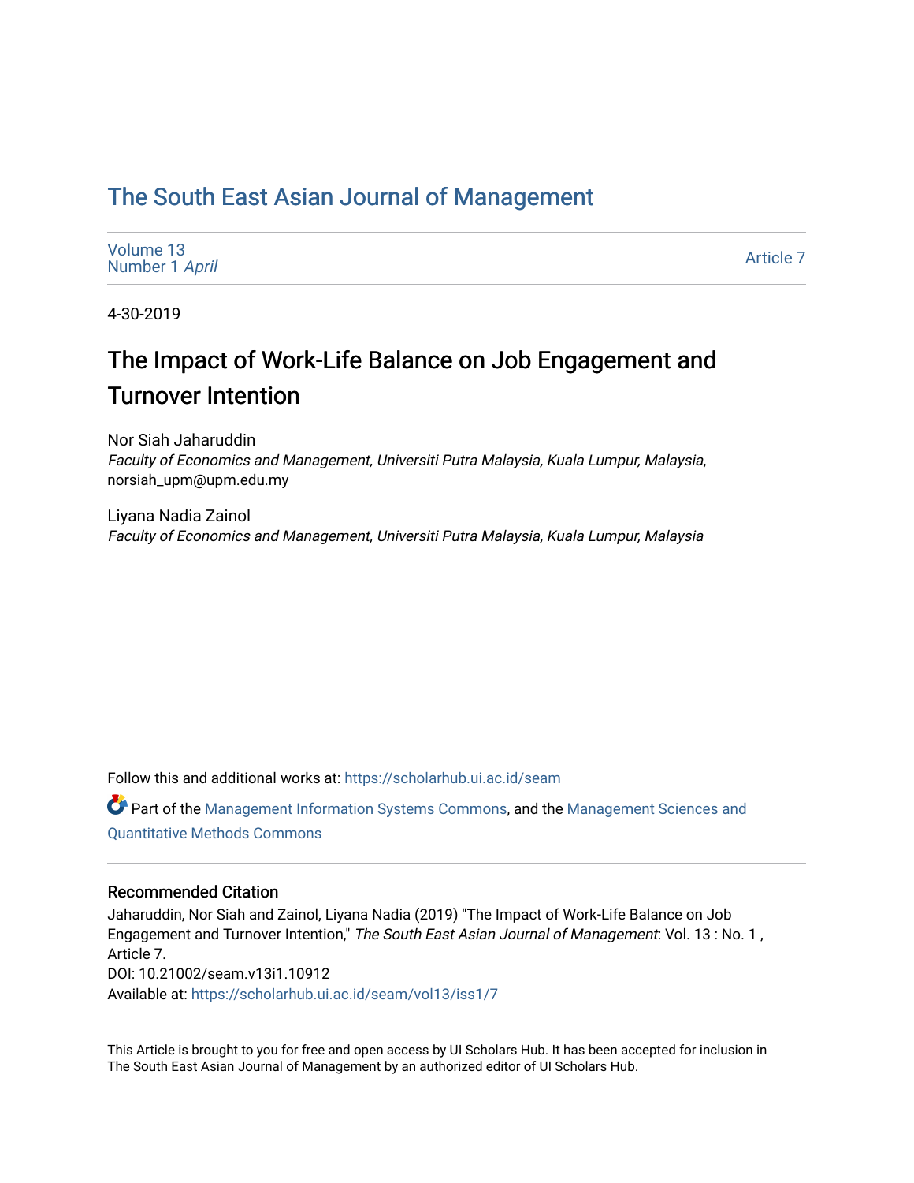# The South East Asian Journal of Management

Volume 13
Number 1 *April*

Article 7

4-30-2019

## The Impact of Work-Life Balance on Job Engagement and Turnover Intention

Nor Siah Jaharuddin
*Faculty of Economics and Management, Universiti Putra Malaysia, Kuala Lumpur, Malaysia*, norsiah_upm@upm.edu.my

Liyana Nadia Zainol
*Faculty of Economics and Management, Universiti Putra Malaysia, Kuala Lumpur, Malaysia*

Follow this and additional works at: https://scholarhub.ui.ac.id/seam

Part of the Management Information Systems Commons, and the Management Sciences and Quantitative Methods Commons

### Recommended Citation

Jaharuddin, Nor Siah and Zainol, Liyana Nadia (2019) "The Impact of Work-Life Balance on Job Engagement and Turnover Intention," *The South East Asian Journal of Management*: Vol. 13 : No. 1 , Article 7.
DOI: 10.21002/seam.v13i1.10912
Available at: https://scholarhub.ui.ac.id/seam/vol13/iss1/7

This Article is brought to you for free and open access by UI Scholars Hub. It has been accepted for inclusion in The South East Asian Journal of Management by an authorized editor of UI Scholars Hub.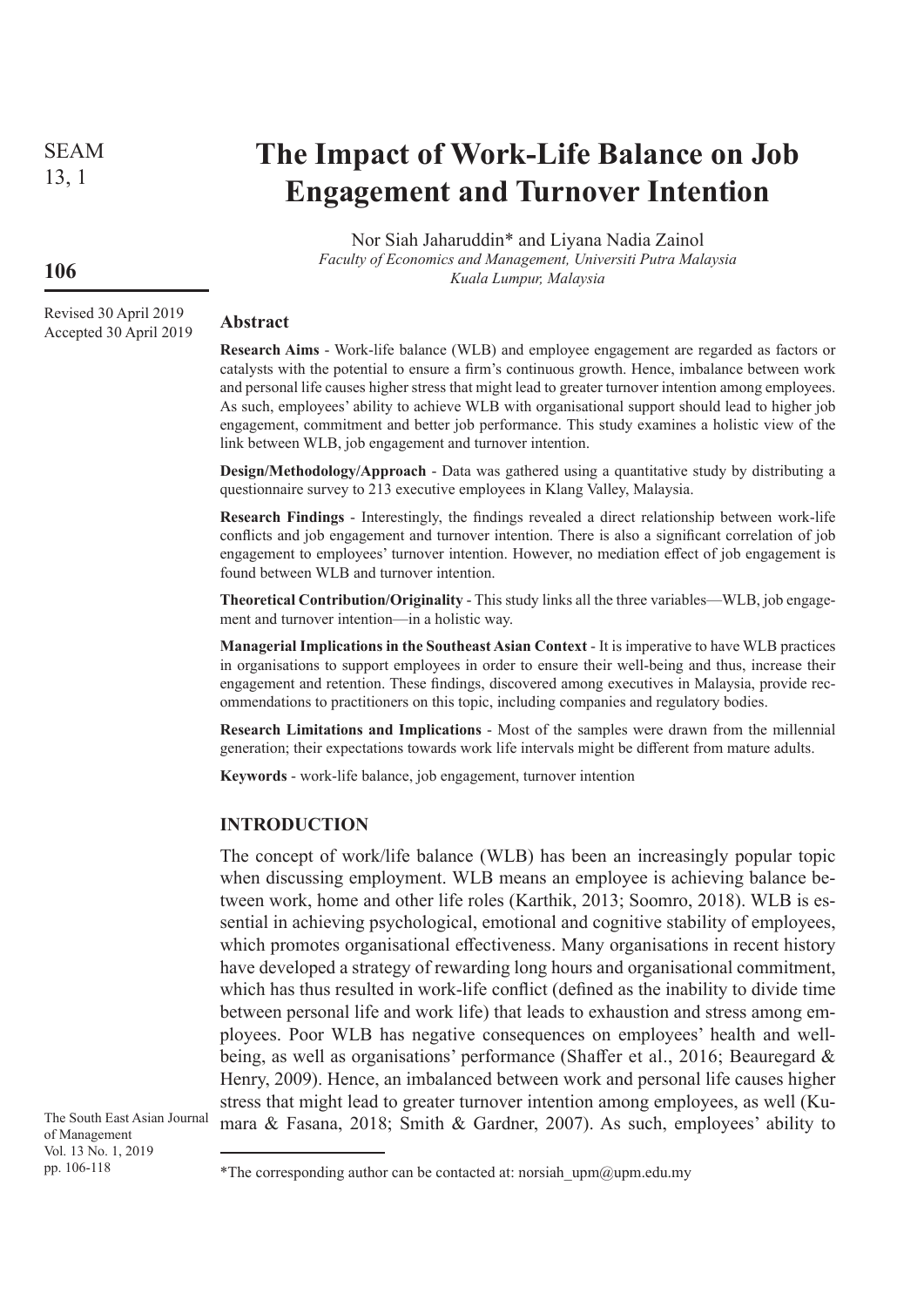# The Impact of Work-Life Balance on Job Engagement and Turnover Intention

Nor Siah Jaharuddin* and Liyana Nadia Zainol
*Faculty of Economics and Management, Universiti Putra Malaysia*
*Kuala Lumpur, Malaysia*

Revised 30 April 2019
Accepted 30 April 2019

## Abstract

**Research Aims** - Work-life balance (WLB) and employee engagement are regarded as factors or catalysts with the potential to ensure a firm's continuous growth. Hence, imbalance between work and personal life causes higher stress that might lead to greater turnover intention among employees. As such, employees' ability to achieve WLB with organisational support should lead to higher job engagement, commitment and better job performance. This study examines a holistic view of the link between WLB, job engagement and turnover intention.

**Design/Methodology/Approach** - Data was gathered using a quantitative study by distributing a questionnaire survey to 213 executive employees in Klang Valley, Malaysia.

**Research Findings** - Interestingly, the findings revealed a direct relationship between work-life conflicts and job engagement and turnover intention. There is also a significant correlation of job engagement to employees' turnover intention. However, no mediation effect of job engagement is found between WLB and turnover intention.

**Theoretical Contribution/Originality** - This study links all the three variables—WLB, job engagement and turnover intention—in a holistic way.

**Managerial Implications in the Southeast Asian Context** - It is imperative to have WLB practices in organisations to support employees in order to ensure their well-being and thus, increase their engagement and retention. These findings, discovered among executives in Malaysia, provide recommendations to practitioners on this topic, including companies and regulatory bodies.

**Research Limitations and Implications** - Most of the samples were drawn from the millennial generation; their expectations towards work life intervals might be different from mature adults.

**Keywords** - work-life balance, job engagement, turnover intention

## INTRODUCTION

The concept of work/life balance (WLB) has been an increasingly popular topic when discussing employment. WLB means an employee is achieving balance between work, home and other life roles (Karthik, 2013; Soomro, 2018). WLB is essential in achieving psychological, emotional and cognitive stability of employees, which promotes organisational effectiveness. Many organisations in recent history have developed a strategy of rewarding long hours and organisational commitment, which has thus resulted in work-life conflict (defined as the inability to divide time between personal life and work life) that leads to exhaustion and stress among employees. Poor WLB has negative consequences on employees' health and well-being, as well as organisations' performance (Shaffer et al., 2016; Beauregard & Henry, 2009). Hence, an imbalanced between work and personal life causes higher stress that might lead to greater turnover intention among employees, as well (Kumara & Fasana, 2018; Smith & Gardner, 2007). As such, employees' ability to

*The corresponding author can be contacted at: norsiah_upm@upm.edu.my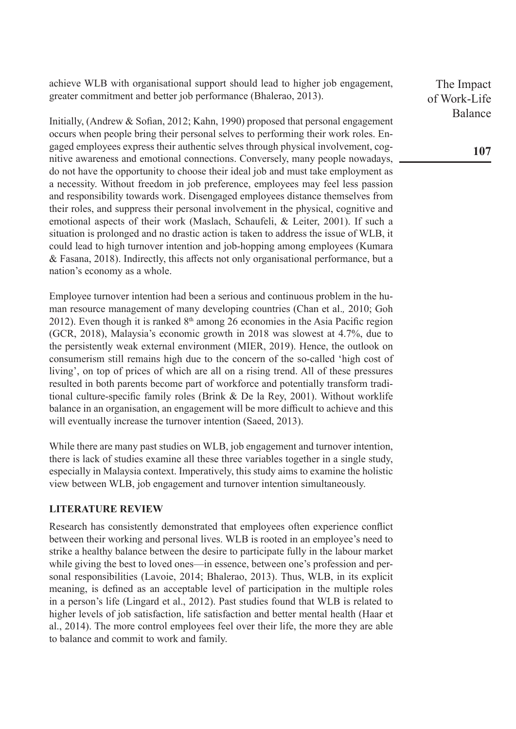achieve WLB with organisational support should lead to higher job engagement, greater commitment and better job performance (Bhalerao, 2013).

Initially, (Andrew & Sofian, 2012; Kahn, 1990) proposed that personal engagement occurs when people bring their personal selves to performing their work roles. Engaged employees express their authentic selves through physical involvement, cognitive awareness and emotional connections. Conversely, many people nowadays, do not have the opportunity to choose their ideal job and must take employment as a necessity. Without freedom in job preference, employees may feel less passion and responsibility towards work. Disengaged employees distance themselves from their roles, and suppress their personal involvement in the physical, cognitive and emotional aspects of their work (Maslach, Schaufeli, & Leiter, 2001). If such a situation is prolonged and no drastic action is taken to address the issue of WLB, it could lead to high turnover intention and job-hopping among employees (Kumara & Fasana, 2018). Indirectly, this affects not only organisational performance, but a nation's economy as a whole.

Employee turnover intention had been a serious and continuous problem in the human resource management of many developing countries (Chan et al., 2010; Goh 2012). Even though it is ranked 8th among 26 economies in the Asia Pacific region (GCR, 2018), Malaysia's economic growth in 2018 was slowest at 4.7%, due to the persistently weak external environment (MIER, 2019). Hence, the outlook on consumerism still remains high due to the concern of the so-called 'high cost of living', on top of prices of which are all on a rising trend. All of these pressures resulted in both parents become part of workforce and potentially transform traditional culture-specific family roles (Brink & De la Rey, 2001). Without worklife balance in an organisation, an engagement will be more difficult to achieve and this will eventually increase the turnover intention (Saeed, 2013).

While there are many past studies on WLB, job engagement and turnover intention, there is lack of studies examine all these three variables together in a single study, especially in Malaysia context. Imperatively, this study aims to examine the holistic view between WLB, job engagement and turnover intention simultaneously.

## LITERATURE REVIEW

Research has consistently demonstrated that employees often experience conflict between their working and personal lives. WLB is rooted in an employee's need to strike a healthy balance between the desire to participate fully in the labour market while giving the best to loved ones—in essence, between one's profession and personal responsibilities (Lavoie, 2014; Bhalerao, 2013). Thus, WLB, in its explicit meaning, is defined as an acceptable level of participation in the multiple roles in a person's life (Lingard et al., 2012). Past studies found that WLB is related to higher levels of job satisfaction, life satisfaction and better mental health (Haar et al., 2014). The more control employees feel over their life, the more they are able to balance and commit to work and family.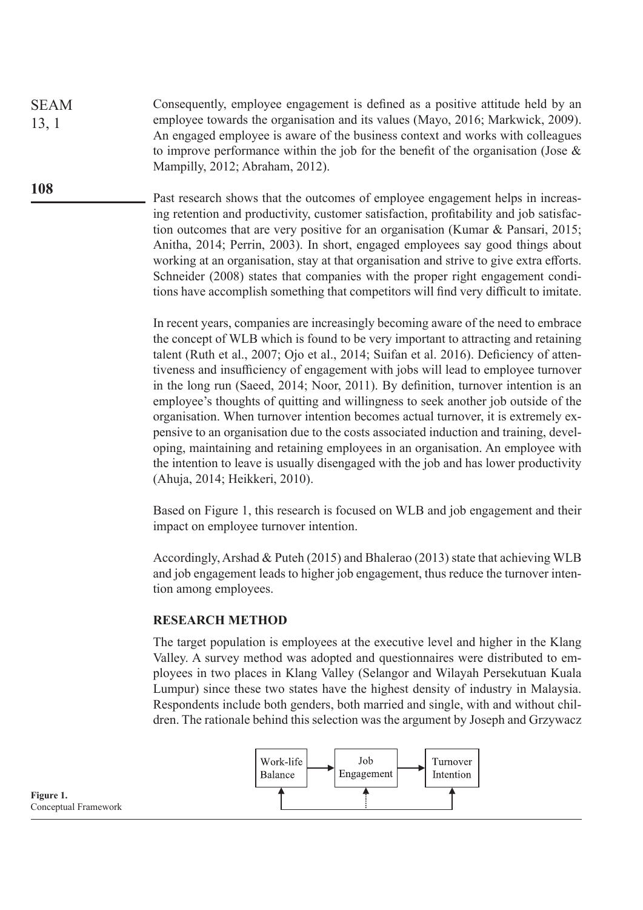Consequently, employee engagement is defined as a positive attitude held by an employee towards the organisation and its values (Mayo, 2016; Markwick, 2009). An engaged employee is aware of the business context and works with colleagues to improve performance within the job for the benefit of the organisation (Jose & Mampilly, 2012; Abraham, 2012).

Past research shows that the outcomes of employee engagement helps in increasing retention and productivity, customer satisfaction, profitability and job satisfaction outcomes that are very positive for an organisation (Kumar & Pansari, 2015; Anitha, 2014; Perrin, 2003). In short, engaged employees say good things about working at an organisation, stay at that organisation and strive to give extra efforts. Schneider (2008) states that companies with the proper right engagement conditions have accomplish something that competitors will find very difficult to imitate.

In recent years, companies are increasingly becoming aware of the need to embrace the concept of WLB which is found to be very important to attracting and retaining talent (Ruth et al., 2007; Ojo et al., 2014; Suifan et al. 2016). Deficiency of attentiveness and insufficiency of engagement with jobs will lead to employee turnover in the long run (Saeed, 2014; Noor, 2011). By definition, turnover intention is an employee's thoughts of quitting and willingness to seek another job outside of the organisation. When turnover intention becomes actual turnover, it is extremely expensive to an organisation due to the costs associated induction and training, developing, maintaining and retaining employees in an organisation. An employee with the intention to leave is usually disengaged with the job and has lower productivity (Ahuja, 2014; Heikkeri, 2010).

Based on Figure 1, this research is focused on WLB and job engagement and their impact on employee turnover intention.

Accordingly, Arshad & Puteh (2015) and Bhalerao (2013) state that achieving WLB and job engagement leads to higher job engagement, thus reduce the turnover intention among employees.

## RESEARCH METHOD

The target population is employees at the executive level and higher in the Klang Valley. A survey method was adopted and questionnaires were distributed to employees in two places in Klang Valley (Selangor and Wilayah Persekutuan Kuala Lumpur) since these two states have the highest density of industry in Malaysia. Respondents include both genders, both married and single, with and without children. The rationale behind this selection was the argument by Joseph and Grzywacz

Work-life Balance → Job Engagement → Turnover Intention

**Figure 1.** Conceptual Framework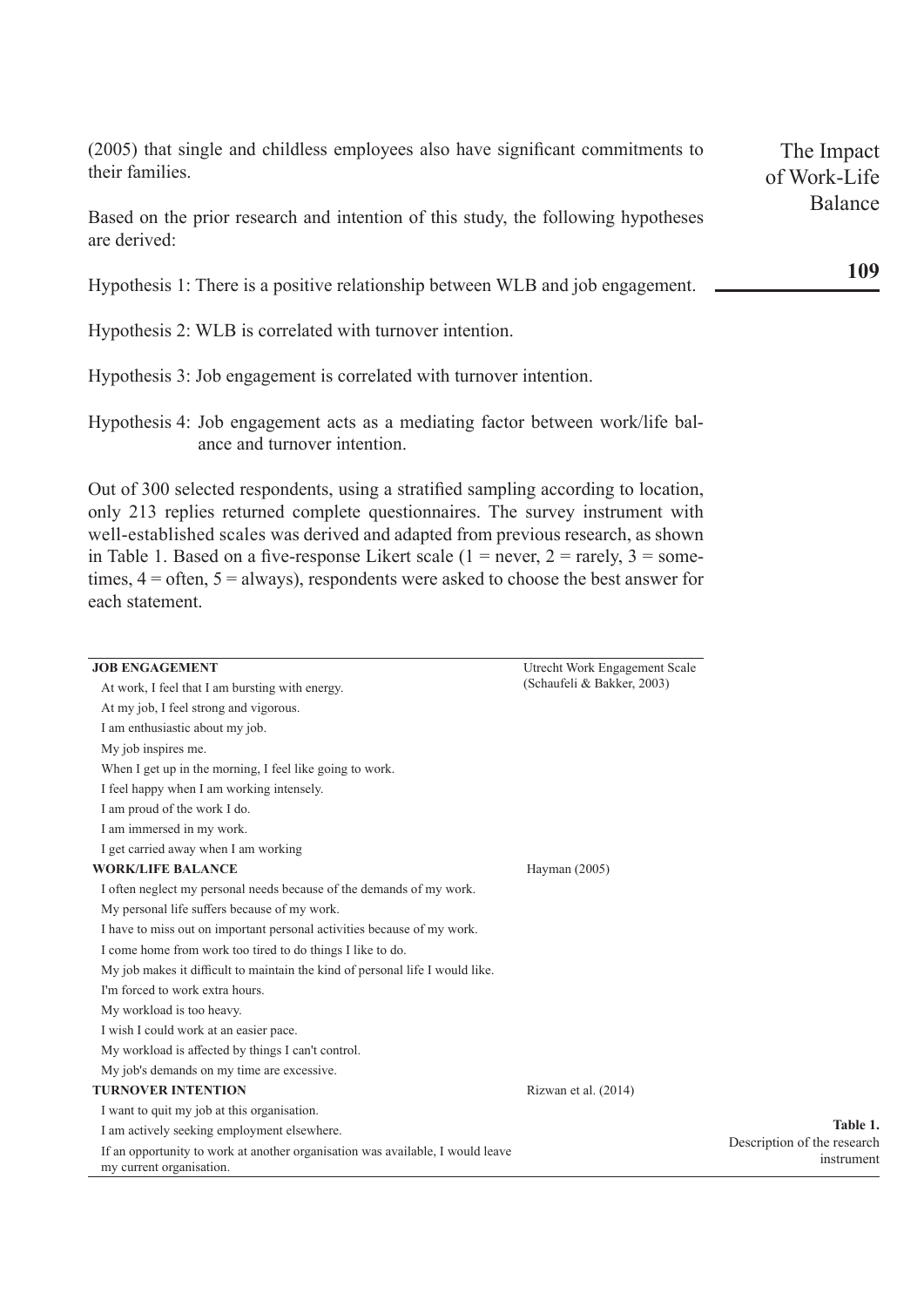(2005) that single and childless employees also have significant commitments to their families.

Based on the prior research and intention of this study, the following hypotheses are derived:

Hypothesis 1: There is a positive relationship between WLB and job engagement.

Hypothesis 2: WLB is correlated with turnover intention.

Hypothesis 3: Job engagement is correlated with turnover intention.

Hypothesis 4: Job engagement acts as a mediating factor between work/life balance and turnover intention.

Out of 300 selected respondents, using a stratified sampling according to location, only 213 replies returned complete questionnaires. The survey instrument with well-established scales was derived and adapted from previous research, as shown in Table 1. Based on a five-response Likert scale (1 = never, 2 = rarely, 3 = sometimes, 4 = often, 5 = always), respondents were asked to choose the best answer for each statement.

| Item | Source |
|---|---|
| **JOB ENGAGEMENT** | Utrecht Work Engagement Scale (Schaufeli & Bakker, 2003) |
| At work, I feel that I am bursting with energy. | |
| At my job, I feel strong and vigorous. | |
| I am enthusiastic about my job. | |
| My job inspires me. | |
| When I get up in the morning, I feel like going to work. | |
| I feel happy when I am working intensely. | |
| I am proud of the work I do. | |
| I am immersed in my work. | |
| I get carried away when I am working | |
| **WORK/LIFE BALANCE** | Hayman (2005) |
| I often neglect my personal needs because of the demands of my work. | |
| My personal life suffers because of my work. | |
| I have to miss out on important personal activities because of my work. | |
| I come home from work too tired to do things I like to do. | |
| My job makes it difficult to maintain the kind of personal life I would like. | |
| I'm forced to work extra hours. | |
| My workload is too heavy. | |
| I wish I could work at an easier pace. | |
| My workload is affected by things I can't control. | |
| My job's demands on my time are excessive. | |
| **TURNOVER INTENTION** | Rizwan et al. (2014) |
| I want to quit my job at this organisation. | |
| I am actively seeking employment elsewhere. | |
| If an opportunity to work at another organisation was available, I would leave my current organisation. | |

**Table 1.** Description of the research instrument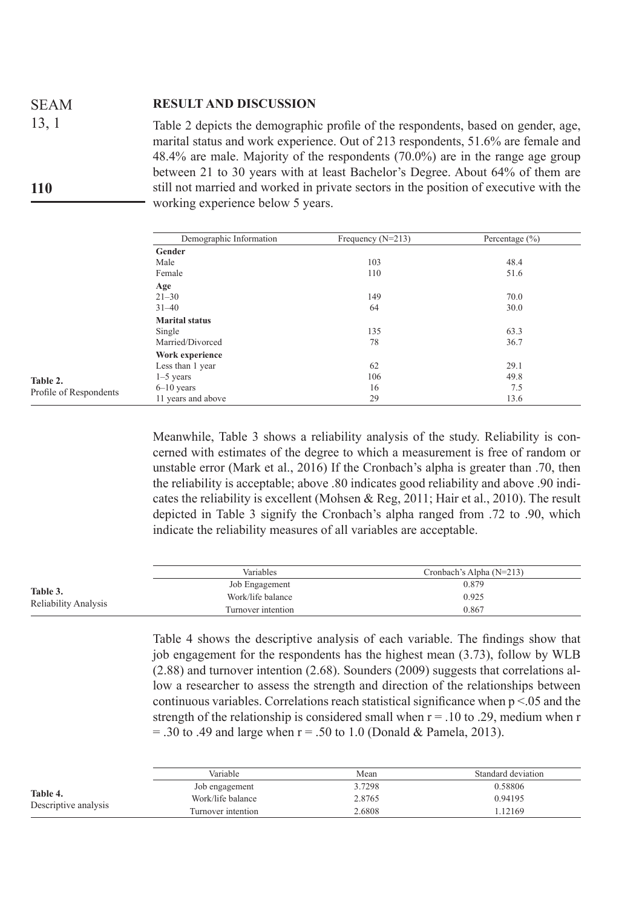## RESULT AND DISCUSSION

Table 2 depicts the demographic profile of the respondents, based on gender, age, marital status and work experience. Out of 213 respondents, 51.6% are female and 48.4% are male. Majority of the respondents (70.0%) are in the range age group between 21 to 30 years with at least Bachelor's Degree. About 64% of them are still not married and worked in private sectors in the position of executive with the working experience below 5 years.

**Table 2.** Profile of Respondents

| Demographic Information | Frequency (N=213) | Percentage (%) |
|---|---|---|
| **Gender** | | |
| Male | 103 | 48.4 |
| Female | 110 | 51.6 |
| **Age** | | |
| 21–30 | 149 | 70.0 |
| 31–40 | 64 | 30.0 |
| **Marital status** | | |
| Single | 135 | 63.3 |
| Married/Divorced | 78 | 36.7 |
| **Work experience** | | |
| Less than 1 year | 62 | 29.1 |
| 1–5 years | 106 | 49.8 |
| 6–10 years | 16 | 7.5 |
| 11 years and above | 29 | 13.6 |

Meanwhile, Table 3 shows a reliability analysis of the study. Reliability is concerned with estimates of the degree to which a measurement is free of random or unstable error (Mark et al., 2016) If the Cronbach's alpha is greater than .70, then the reliability is acceptable; above .80 indicates good reliability and above .90 indicates the reliability is excellent (Mohsen & Reg, 2011; Hair et al., 2010). The result depicted in Table 3 signify the Cronbach's alpha ranged from .72 to .90, which indicate the reliability measures of all variables are acceptable.

**Table 3.** Reliability Analysis

| Variables | Cronbach's Alpha (N=213) |
|---|---|
| Job Engagement | 0.879 |
| Work/life balance | 0.925 |
| Turnover intention | 0.867 |

Table 4 shows the descriptive analysis of each variable. The findings show that job engagement for the respondents has the highest mean (3.73), follow by WLB (2.88) and turnover intention (2.68). Sounders (2009) suggests that correlations allow a researcher to assess the strength and direction of the relationships between continuous variables. Correlations reach statistical significance when $p < .05$ and the strength of the relationship is considered small when $r = .10$ to $.29$, medium when $r = .30$ to $.49$ and large when $r = .50$ to $1.0$ (Donald & Pamela, 2013).

**Table 4.** Descriptive analysis

| Variable | Mean | Standard deviation |
|---|---|---|
| Job engagement | 3.7298 | 0.58806 |
| Work/life balance | 2.8765 | 0.94195 |
| Turnover intention | 2.6808 | 1.12169 |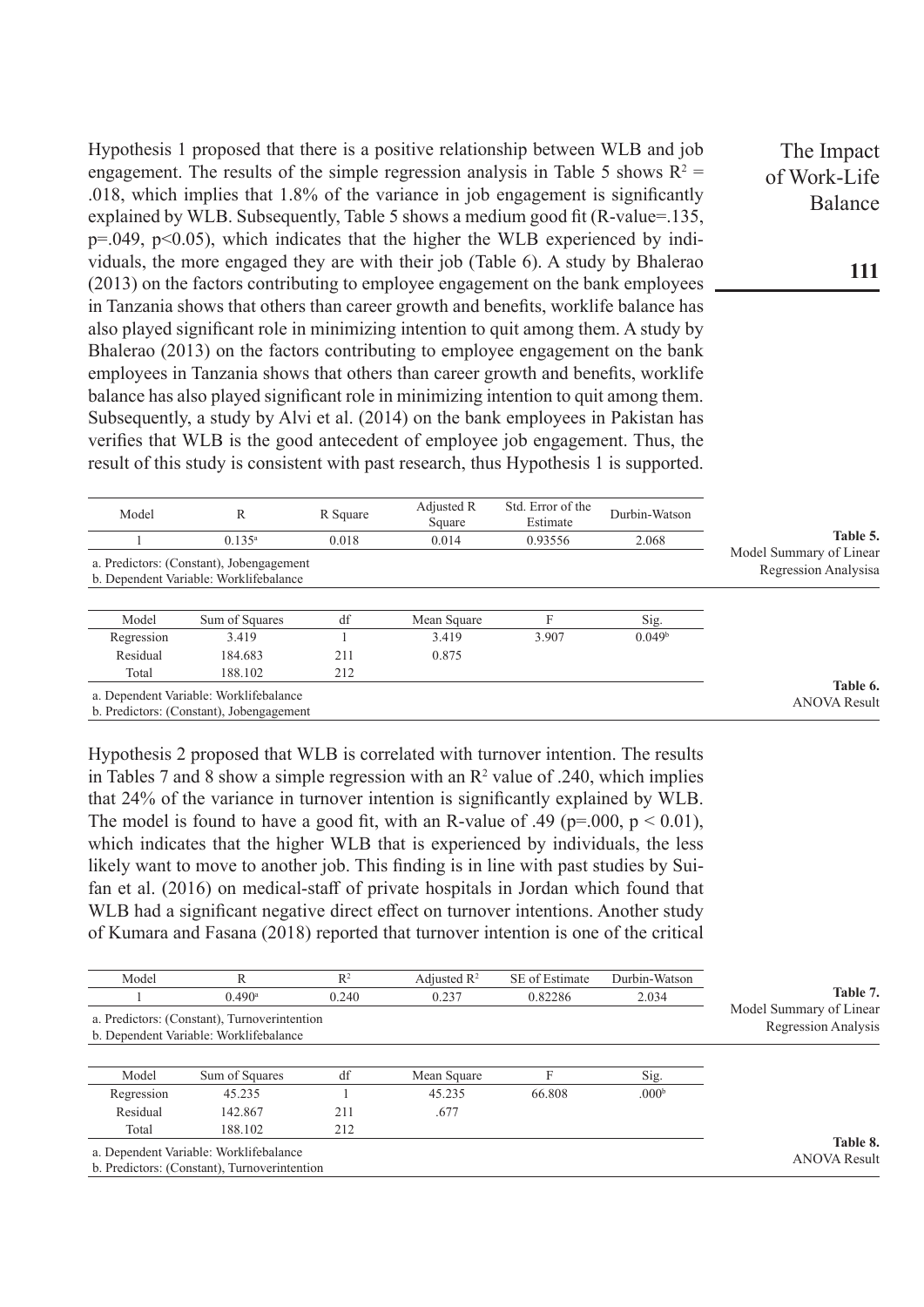Hypothesis 1 proposed that there is a positive relationship between WLB and job engagement. The results of the simple regression analysis in Table 5 shows $R^2 = .018$, which implies that 1.8% of the variance in job engagement is significantly explained by WLB. Subsequently, Table 5 shows a medium good fit (R-value=.135, p=.049, p<0.05), which indicates that the higher the WLB experienced by individuals, the more engaged they are with their job (Table 6). A study by Bhalerao (2013) on the factors contributing to employee engagement on the bank employees in Tanzania shows that others than career growth and benefits, worklife balance has also played significant role in minimizing intention to quit among them. A study by Bhalerao (2013) on the factors contributing to employee engagement on the bank employees in Tanzania shows that others than career growth and benefits, worklife balance has also played significant role in minimizing intention to quit among them. Subsequently, a study by Alvi et al. (2014) on the bank employees in Pakistan has verifies that WLB is the good antecedent of employee job engagement. Thus, the result of this study is consistent with past research, thus Hypothesis 1 is supported.

**Table 5.** Model Summary of Linear Regression Analysisa

| Model | R | R Square | Adjusted R Square | Std. Error of the Estimate | Durbin-Watson |
|---|---|---|---|---|---|
| 1 | 0.135[a] | 0.018 | 0.014 | 0.93556 | 2.068 |

a. Predictors: (Constant), Jobengagement
b. Dependent Variable: Worklifebalance

**Table 6.** ANOVA Result

| Model | Sum of Squares | df | Mean Square | F | Sig. |
|---|---|---|---|---|---|
| Regression | 3.419 | 1 | 3.419 | 3.907 | 0.049[b] |
| Residual | 184.683 | 211 | 0.875 | | |
| Total | 188.102 | 212 | | | |

a. Dependent Variable: Worklifebalance
b. Predictors: (Constant), Jobengagement

Hypothesis 2 proposed that WLB is correlated with turnover intention. The results in Tables 7 and 8 show a simple regression with an $R^2$ value of .240, which implies that 24% of the variance in turnover intention is significantly explained by WLB. The model is found to have a good fit, with an R-value of .49 (p=.000, $p < 0.01$), which indicates that the higher WLB that is experienced by individuals, the less likely want to move to another job. This finding is in line with past studies by Suifan et al. (2016) on medical-staff of private hospitals in Jordan which found that WLB had a significant negative direct effect on turnover intentions. Another study of Kumara and Fasana (2018) reported that turnover intention is one of the critical

**Table 7.** Model Summary of Linear Regression Analysis

| Model | R | $R^2$ | Adjusted $R^2$ | SE of Estimate | Durbin-Watson |
|---|---|---|---|---|---|
| 1 | 0.490[a] | 0.240 | 0.237 | 0.82286 | 2.034 |

a. Predictors: (Constant), Turnoverintention
b. Dependent Variable: Worklifebalance

**Table 8.** ANOVA Result

| Model | Sum of Squares | df | Mean Square | F | Sig. |
|---|---|---|---|---|---|
| Regression | 45.235 | 1 | 45.235 | 66.808 | .000[b] |
| Residual | 142.867 | 211 | .677 | | |
| Total | 188.102 | 212 | | | |

a. Dependent Variable: Worklifebalance
b. Predictors: (Constant), Turnoverintention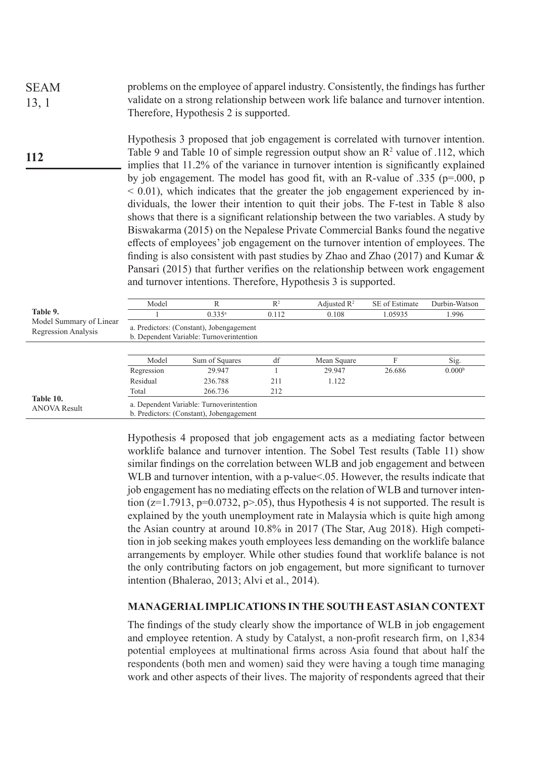problems on the employee of apparel industry. Consistently, the findings has further validate on a strong relationship between work life balance and turnover intention. Therefore, Hypothesis 2 is supported.

Hypothesis 3 proposed that job engagement is correlated with turnover intention. Table 9 and Table 10 of simple regression output show an $R^2$ value of .112, which implies that 11.2% of the variance in turnover intention is significantly explained by job engagement. The model has good fit, with an R-value of .335 ($p=.000$, $p < 0.01$), which indicates that the greater the job engagement experienced by individuals, the lower their intention to quit their jobs. The F-test in Table 8 also shows that there is a significant relationship between the two variables. A study by Biswakarma (2015) on the Nepalese Private Commercial Banks found the negative effects of employees' job engagement on the turnover intention of employees. The finding is also consistent with past studies by Zhao and Zhao (2017) and Kumar & Pansari (2015) that further verifies on the relationship between work engagement and turnover intentions. Therefore, Hypothesis 3 is supported.

**Table 9.** Model Summary of Linear Regression Analysis

| Model | R | $R^2$ | Adjusted $R^2$ | SE of Estimate | Durbin-Watson |
|---|---|---|---|---|---|
| 1 | 0.335[a] | 0.112 | 0.108 | 1.05935 | 1.996 |

a. Predictors: (Constant), Jobengagement
b. Dependent Variable: Turnoverintention

**Table 10.** ANOVA Result

| Model | Sum of Squares | df | Mean Square | F | Sig. |
|---|---|---|---|---|---|
| Regression | 29.947 | 1 | 29.947 | 26.686 | 0.000[b] |
| Residual | 236.788 | 211 | 1.122 | | |
| Total | 266.736 | 212 | | | |

a. Dependent Variable: Turnoverintention
b. Predictors: (Constant), Jobengagement

Hypothesis 4 proposed that job engagement acts as a mediating factor between worklife balance and turnover intention. The Sobel Test results (Table 11) show similar findings on the correlation between WLB and job engagement and between WLB and turnover intention, with a p-value<.05. However, the results indicate that job engagement has no mediating effects on the relation of WLB and turnover intention ($z=1.7913$, $p=0.0732$, $p>.05$), thus Hypothesis 4 is not supported. The result is explained by the youth unemployment rate in Malaysia which is quite high among the Asian country at around 10.8% in 2017 (The Star, Aug 2018). High competition in job seeking makes youth employees less demanding on the worklife balance arrangements by employer. While other studies found that worklife balance is not the only contributing factors on job engagement, but more significant to turnover intention (Bhalerao, 2013; Alvi et al., 2014).

## MANAGERIAL IMPLICATIONS IN THE SOUTH EAST ASIAN CONTEXT

The findings of the study clearly show the importance of WLB in job engagement and employee retention. A study by Catalyst, a non-profit research firm, on 1,834 potential employees at multinational firms across Asia found that about half the respondents (both men and women) said they were having a tough time managing work and other aspects of their lives. The majority of respondents agreed that their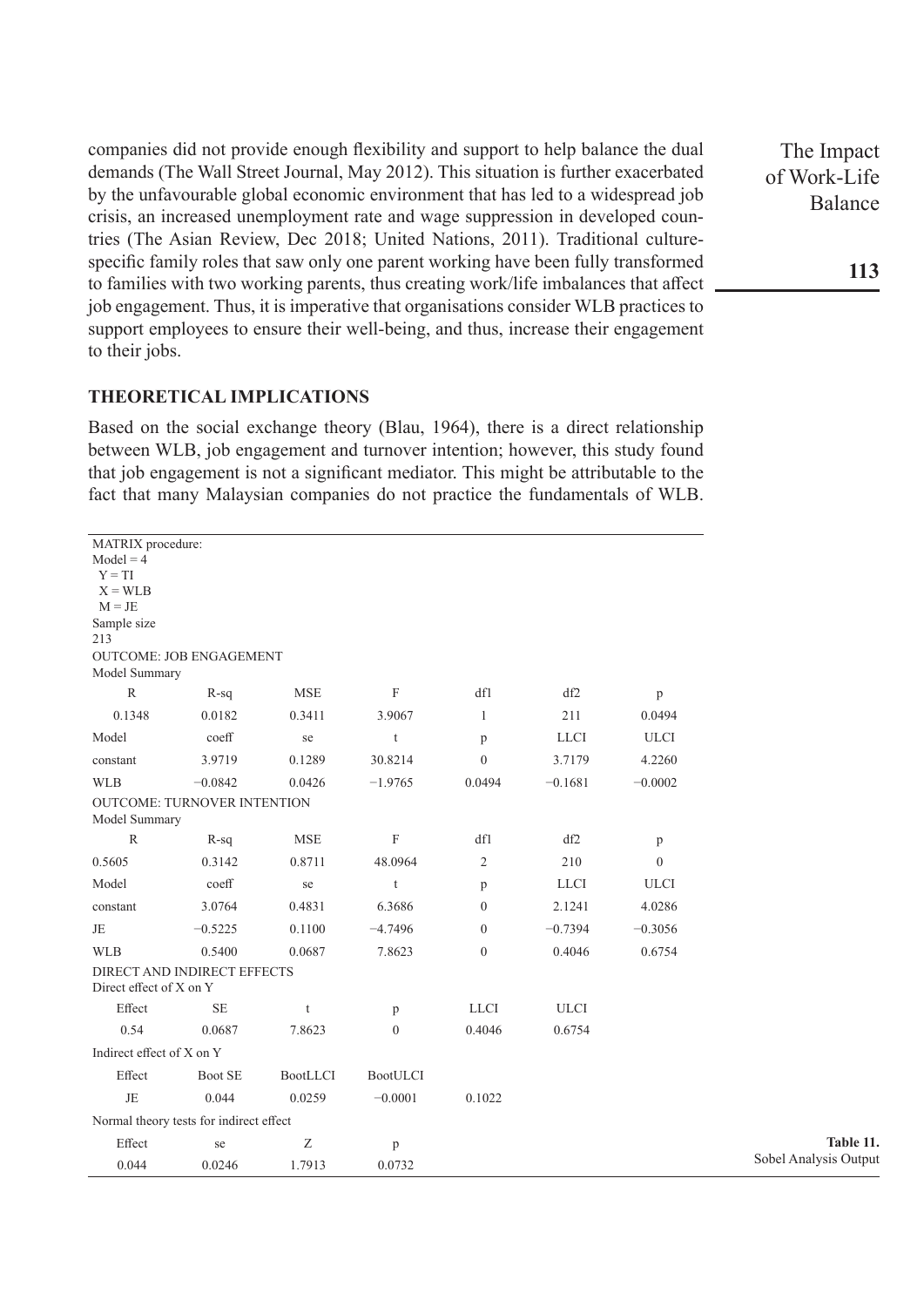companies did not provide enough flexibility and support to help balance the dual demands (The Wall Street Journal, May 2012). This situation is further exacerbated by the unfavourable global economic environment that has led to a widespread job crisis, an increased unemployment rate and wage suppression in developed countries (The Asian Review, Dec 2018; United Nations, 2011). Traditional culture-specific family roles that saw only one parent working have been fully transformed to families with two working parents, thus creating work/life imbalances that affect job engagement. Thus, it is imperative that organisations consider WLB practices to support employees to ensure their well-being, and thus, increase their engagement to their jobs.

## THEORETICAL IMPLICATIONS

Based on the social exchange theory (Blau, 1964), there is a direct relationship between WLB, job engagement and turnover intention; however, this study found that job engagement is not a significant mediator. This might be attributable to the fact that many Malaysian companies do not practice the fundamentals of WLB.

MATRIX procedure:
Model = 4
Y = TI
X = WLB
M = JE
Sample size
213

OUTCOME: JOB ENGAGEMENT
Model Summary

| R | R-sq | MSE | F | df1 | df2 | p |
|---|---|---|---|---|---|---|
| 0.1348 | 0.0182 | 0.3411 | 3.9067 | 1 | 211 | 0.0494 |
| Model | coeff | se | t | p | LLCI | ULCI |
| constant | 3.9719 | 0.1289 | 30.8214 | 0 | 3.7179 | 4.2260 |
| WLB | −0.0842 | 0.0426 | −1.9765 | 0.0494 | −0.1681 | −0.0002 |

OUTCOME: TURNOVER INTENTION
Model Summary

| R | R-sq | MSE | F | df1 | df2 | p |
|---|---|---|---|---|---|---|
| 0.5605 | 0.3142 | 0.8711 | 48.0964 | 2 | 210 | 0 |
| Model | coeff | se | t | p | LLCI | ULCI |
| constant | 3.0764 | 0.4831 | 6.3686 | 0 | 2.1241 | 4.0286 |
| JE | −0.5225 | 0.1100 | −4.7496 | 0 | −0.7394 | −0.3056 |
| WLB | 0.5400 | 0.0687 | 7.8623 | 0 | 0.4046 | 0.6754 |

DIRECT AND INDIRECT EFFECTS
Direct effect of X on Y

| Effect | SE | t | p | LLCI | ULCI |
|---|---|---|---|---|---|
| 0.54 | 0.0687 | 7.8623 | 0 | 0.4046 | 0.6754 |

Indirect effect of X on Y

| | Effect | Boot SE | BootLLCI | BootULCI |
|---|---|---|---|---|
| JE | 0.044 | 0.0259 | −0.0001 | 0.1022 |

Normal theory tests for indirect effect

| Effect | se | Z | p |
|---|---|---|---|
| 0.044 | 0.0246 | 1.7913 | 0.0732 |

**Table 11.**
Sobel Analysis Output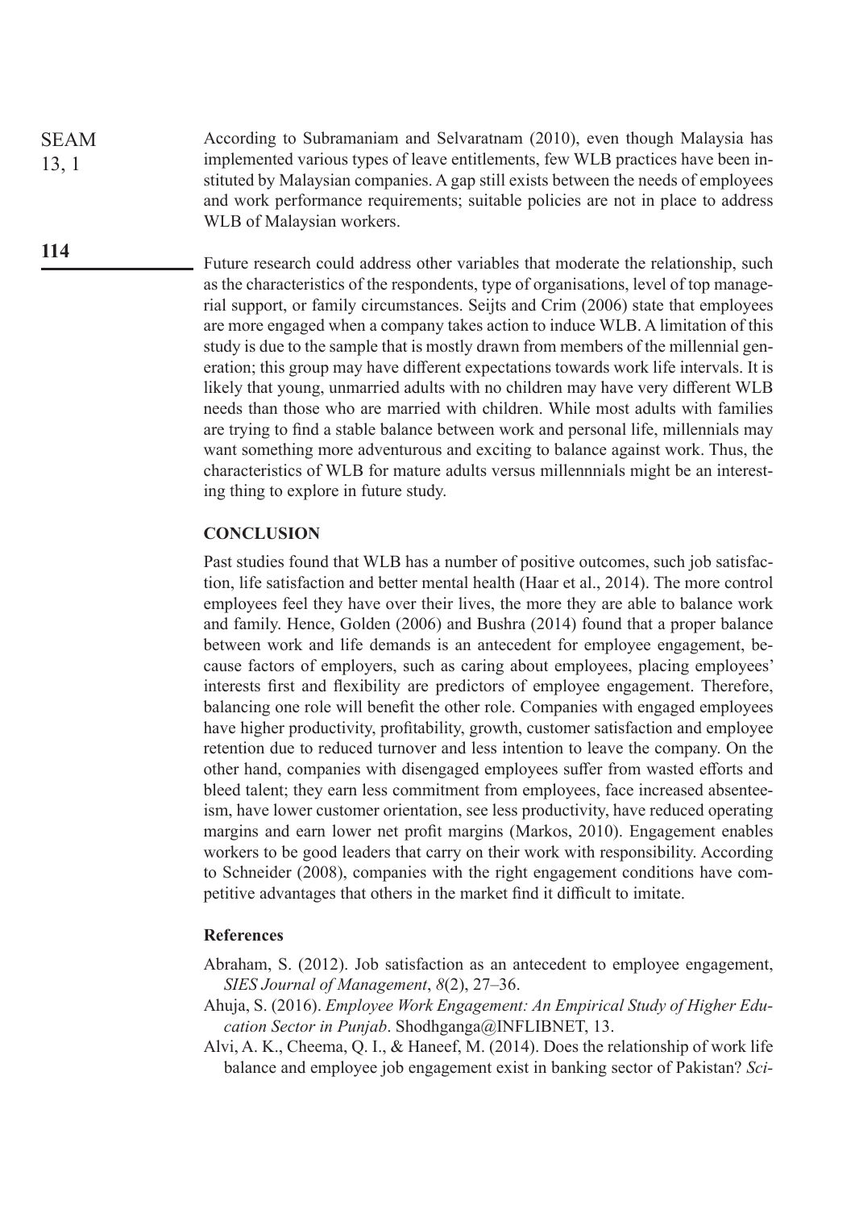According to Subramaniam and Selvaratnam (2010), even though Malaysia has implemented various types of leave entitlements, few WLB practices have been instituted by Malaysian companies. A gap still exists between the needs of employees and work performance requirements; suitable policies are not in place to address WLB of Malaysian workers.

Future research could address other variables that moderate the relationship, such as the characteristics of the respondents, type of organisations, level of top managerial support, or family circumstances. Seijts and Crim (2006) state that employees are more engaged when a company takes action to induce WLB. A limitation of this study is due to the sample that is mostly drawn from members of the millennial generation; this group may have different expectations towards work life intervals. It is likely that young, unmarried adults with no children may have very different WLB needs than those who are married with children. While most adults with families are trying to find a stable balance between work and personal life, millennials may want something more adventurous and exciting to balance against work. Thus, the characteristics of WLB for mature adults versus millennnials might be an interesting thing to explore in future study.

## CONCLUSION

Past studies found that WLB has a number of positive outcomes, such job satisfaction, life satisfaction and better mental health (Haar et al., 2014). The more control employees feel they have over their lives, the more they are able to balance work and family. Hence, Golden (2006) and Bushra (2014) found that a proper balance between work and life demands is an antecedent for employee engagement, because factors of employers, such as caring about employees, placing employees' interests first and flexibility are predictors of employee engagement. Therefore, balancing one role will benefit the other role. Companies with engaged employees have higher productivity, profitability, growth, customer satisfaction and employee retention due to reduced turnover and less intention to leave the company. On the other hand, companies with disengaged employees suffer from wasted efforts and bleed talent; they earn less commitment from employees, face increased absenteeism, have lower customer orientation, see less productivity, have reduced operating margins and earn lower net profit margins (Markos, 2010). Engagement enables workers to be good leaders that carry on their work with responsibility. According to Schneider (2008), companies with the right engagement conditions have competitive advantages that others in the market find it difficult to imitate.

### References

Abraham, S. (2012). Job satisfaction as an antecedent to employee engagement, *SIES Journal of Management*, *8*(2), 27–36.

Ahuja, S. (2016). *Employee Work Engagement: An Empirical Study of Higher Education Sector in Punjab*. Shodhganga@INFLIBNET, 13.

Alvi, A. K., Cheema, Q. I., & Haneef, M. (2014). Does the relationship of work life balance and employee job engagement exist in banking sector of Pakistan? *Sci-*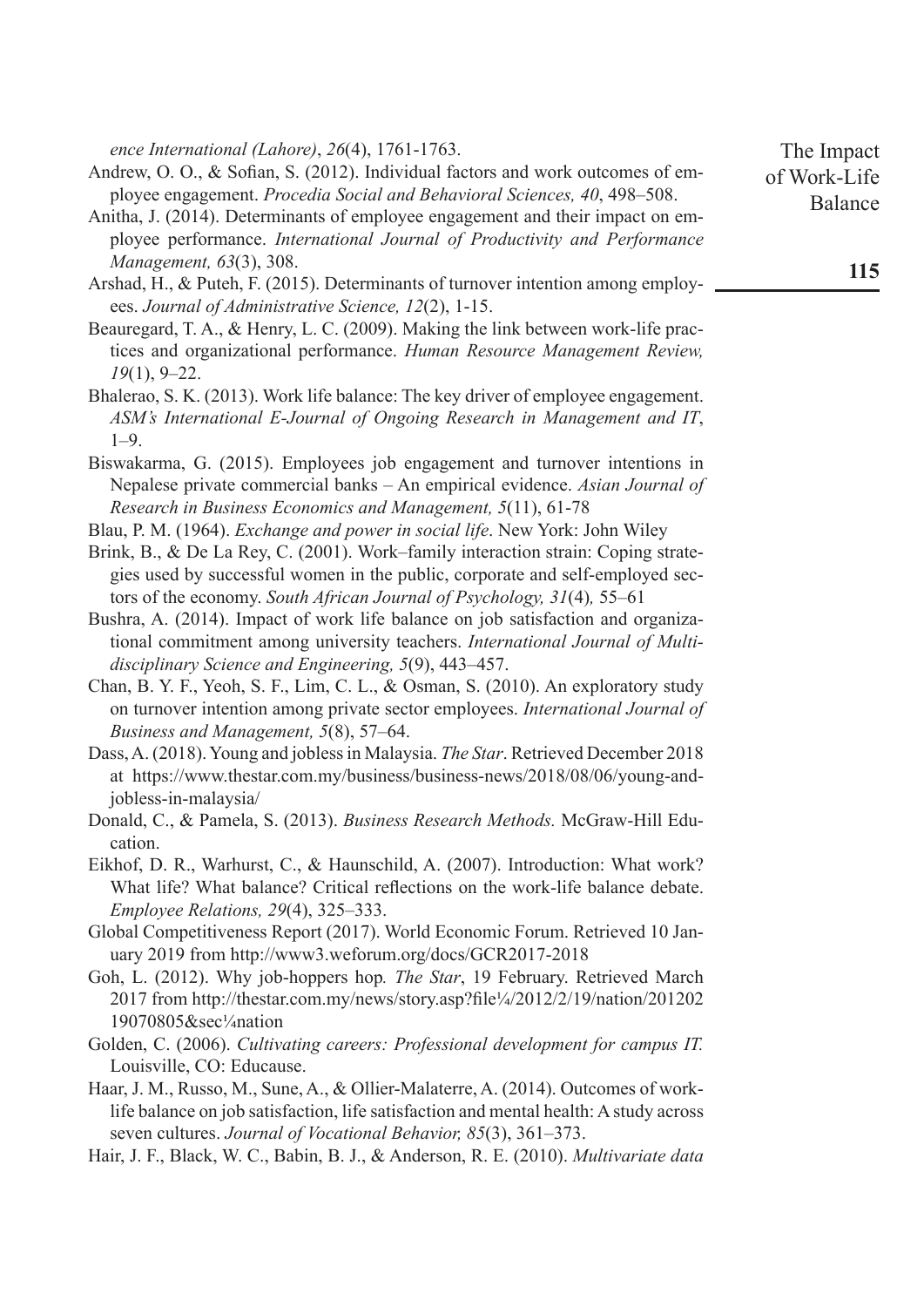*ence International (Lahore)*, *26*(4), 1761-1763.

Andrew, O. O., & Sofian, S. (2012). Individual factors and work outcomes of employee engagement. *Procedia Social and Behavioral Sciences, 40*, 498–508.

Anitha, J. (2014). Determinants of employee engagement and their impact on employee performance. *International Journal of Productivity and Performance Management, 63*(3), 308.

Arshad, H., & Puteh, F. (2015). Determinants of turnover intention among employees. *Journal of Administrative Science, 12*(2), 1-15.

Beauregard, T. A., & Henry, L. C. (2009). Making the link between work-life practices and organizational performance. *Human Resource Management Review, 19*(1), 9–22.

Bhalerao, S. K. (2013). Work life balance: The key driver of employee engagement. *ASM's International E-Journal of Ongoing Research in Management and IT*, 1–9.

Biswakarma, G. (2015). Employees job engagement and turnover intentions in Nepalese private commercial banks – An empirical evidence. *Asian Journal of Research in Business Economics and Management, 5*(11), 61-78

Blau, P. M. (1964). *Exchange and power in social life*. New York: John Wiley

Brink, B., & De La Rey, C. (2001). Work–family interaction strain: Coping strategies used by successful women in the public, corporate and self-employed sectors of the economy. *South African Journal of Psychology, 31*(4)*,* 55–61

Bushra, A. (2014). Impact of work life balance on job satisfaction and organizational commitment among university teachers. *International Journal of Multidisciplinary Science and Engineering, 5*(9), 443–457.

Chan, B. Y. F., Yeoh, S. F., Lim, C. L., & Osman, S. (2010). An exploratory study on turnover intention among private sector employees. *International Journal of Business and Management, 5*(8), 57–64.

Dass, A. (2018). Young and jobless in Malaysia. *The Star*. Retrieved December 2018 at https://www.thestar.com.my/business/business-news/2018/08/06/young-and-jobless-in-malaysia/

Donald, C., & Pamela, S. (2013). *Business Research Methods.* McGraw-Hill Education.

Eikhof, D. R., Warhurst, C., & Haunschild, A. (2007). Introduction: What work? What life? What balance? Critical reflections on the work-life balance debate. *Employee Relations, 29*(4), 325–333.

Global Competitiveness Report (2017). World Economic Forum. Retrieved 10 January 2019 from http://www3.weforum.org/docs/GCR2017-2018

Goh, L. (2012). Why job-hoppers hop*. The Star*, 19 February. Retrieved March 2017 from http://thestar.com.my/news/story.asp?file¼/2012/2/19/nation/20120219070805&sec¼nation

Golden, C. (2006). *Cultivating careers: Professional development for campus IT.* Louisville, CO: Educause.

Haar, J. M., Russo, M., Sune, A., & Ollier-Malaterre, A. (2014). Outcomes of work-life balance on job satisfaction, life satisfaction and mental health: A study across seven cultures. *Journal of Vocational Behavior, 85*(3), 361–373.

Hair, J. F., Black, W. C., Babin, B. J., & Anderson, R. E. (2010). *Multivariate data*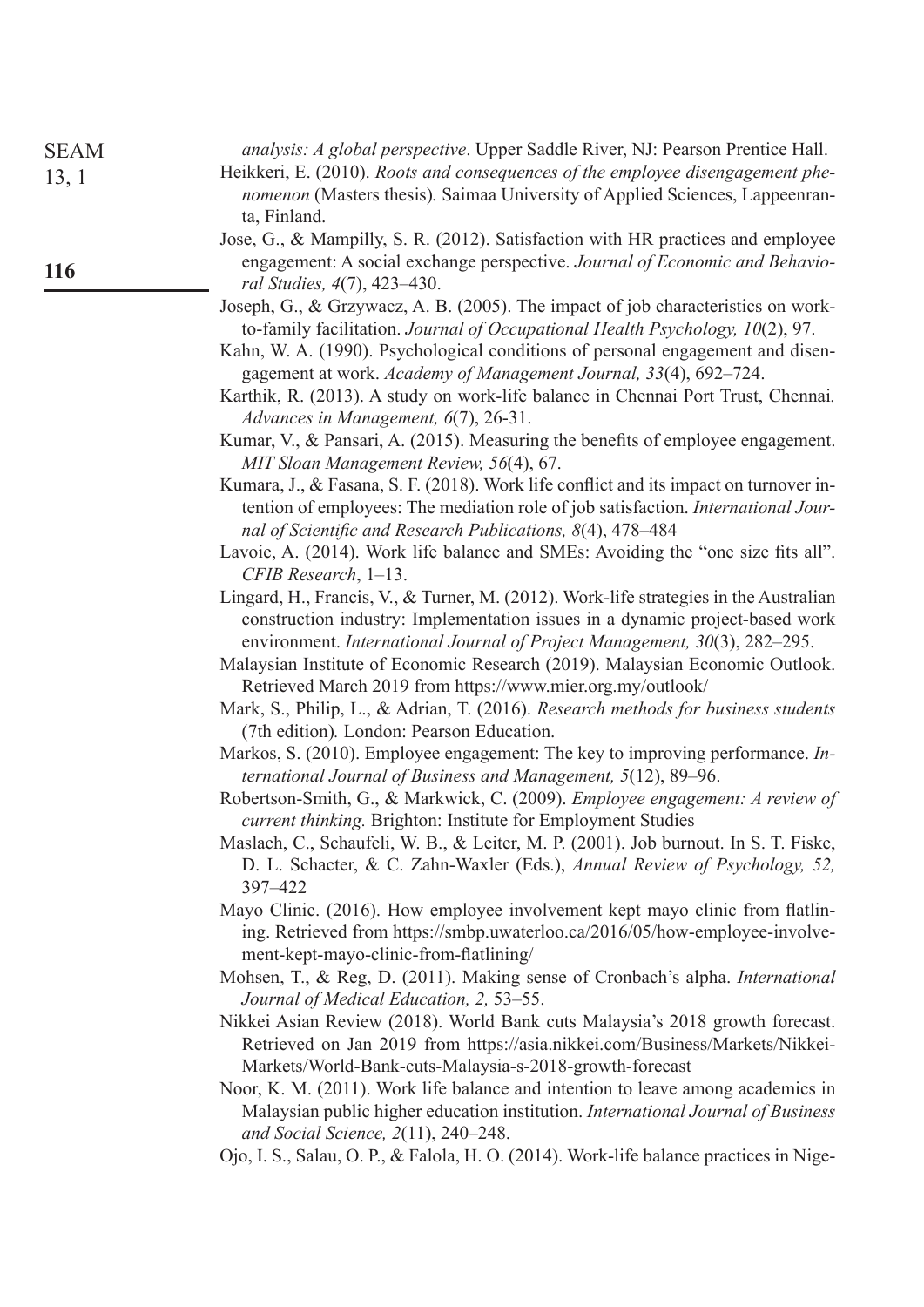*analysis: A global perspective*. Upper Saddle River, NJ: Pearson Prentice Hall.

Heikkeri, E. (2010). *Roots and consequences of the employee disengagement phenomenon* (Masters thesis)*.* Saimaa University of Applied Sciences, Lappeenranta, Finland.

Jose, G., & Mampilly, S. R. (2012). Satisfaction with HR practices and employee engagement: A social exchange perspective. *Journal of Economic and Behavioral Studies, 4*(7), 423–430.

Joseph, G., & Grzywacz, A. B. (2005). The impact of job characteristics on work-to-family facilitation. *Journal of Occupational Health Psychology, 10*(2), 97.

Kahn, W. A. (1990). Psychological conditions of personal engagement and disengagement at work. *Academy of Management Journal, 33*(4), 692–724.

Karthik, R. (2013). A study on work-life balance in Chennai Port Trust, Chennai*. Advances in Management, 6*(7), 26-31.

Kumar, V., & Pansari, A. (2015). Measuring the benefits of employee engagement. *MIT Sloan Management Review, 56*(4), 67.

Kumara, J., & Fasana, S. F. (2018). Work life conflict and its impact on turnover intention of employees: The mediation role of job satisfaction. *International Journal of Scientific and Research Publications, 8*(4), 478–484

Lavoie, A. (2014). Work life balance and SMEs: Avoiding the "one size fits all". *CFIB Research*, 1–13.

Lingard, H., Francis, V., & Turner, M. (2012). Work-life strategies in the Australian construction industry: Implementation issues in a dynamic project-based work environment. *International Journal of Project Management, 30*(3), 282–295.

Malaysian Institute of Economic Research (2019). Malaysian Economic Outlook. Retrieved March 2019 from https://www.mier.org.my/outlook/

Mark, S., Philip, L., & Adrian, T. (2016). *Research methods for business students* (7th edition)*.* London: Pearson Education.

Markos, S. (2010). Employee engagement: The key to improving performance. *International Journal of Business and Management, 5*(12), 89–96.

Robertson-Smith, G., & Markwick, C. (2009). *Employee engagement: A review of current thinking.* Brighton: Institute for Employment Studies

Maslach, C., Schaufeli, W. B., & Leiter, M. P. (2001). Job burnout. In S. T. Fiske, D. L. Schacter, & C. Zahn-Waxler (Eds.), *Annual Review of Psychology, 52,* 397–422

Mayo Clinic. (2016). How employee involvement kept mayo clinic from flatlining. Retrieved from https://smbp.uwaterloo.ca/2016/05/how-employee-involvement-kept-mayo-clinic-from-flatlining/

Mohsen, T., & Reg, D. (2011). Making sense of Cronbach's alpha. *International Journal of Medical Education, 2,* 53–55.

Nikkei Asian Review (2018). World Bank cuts Malaysia's 2018 growth forecast. Retrieved on Jan 2019 from https://asia.nikkei.com/Business/Markets/Nikkei-Markets/World-Bank-cuts-Malaysia-s-2018-growth-forecast

Noor, K. M. (2011). Work life balance and intention to leave among academics in Malaysian public higher education institution. *International Journal of Business and Social Science, 2*(11), 240–248.

Ojo, I. S., Salau, O. P., & Falola, H. O. (2014). Work-life balance practices in Nige-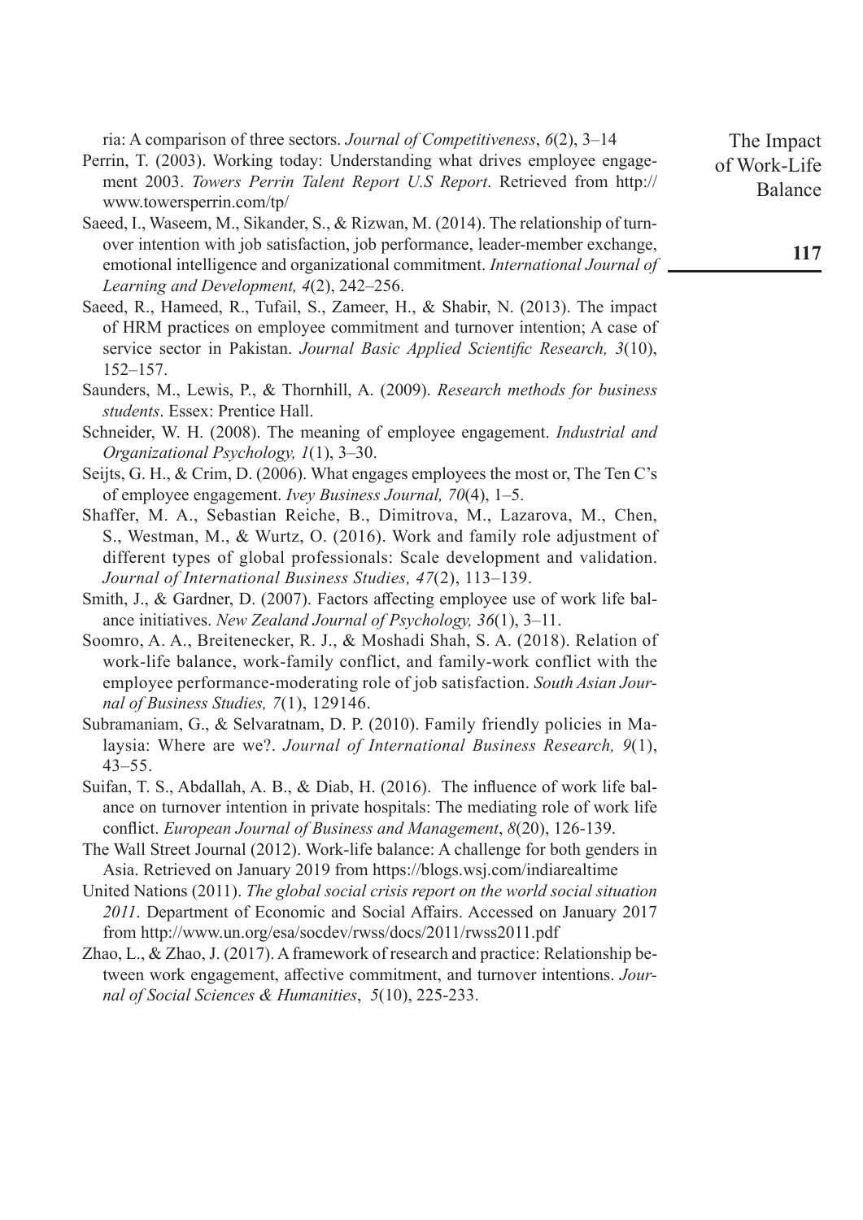ria: A comparison of three sectors. *Journal of Competitiveness*, *6*(2), 3–14

Perrin, T. (2003). Working today: Understanding what drives employee engagement 2003. *Towers Perrin Talent Report U.S Report*. Retrieved from http://www.towersperrin.com/tp/

Saeed, I., Waseem, M., Sikander, S., & Rizwan, M. (2014). The relationship of turnover intention with job satisfaction, job performance, leader-member exchange, emotional intelligence and organizational commitment. *International Journal of Learning and Development, 4*(2), 242–256.

Saeed, R., Hameed, R., Tufail, S., Zameer, H., & Shabir, N. (2013). The impact of HRM practices on employee commitment and turnover intention; A case of service sector in Pakistan. *Journal Basic Applied Scientific Research, 3*(10), 152–157.

Saunders, M., Lewis, P., & Thornhill, A. (2009). *Research methods for business students*. Essex: Prentice Hall.

Schneider, W. H. (2008). The meaning of employee engagement. *Industrial and Organizational Psychology, 1*(1), 3–30.

Seijts, G. H., & Crim, D. (2006). What engages employees the most or, The Ten C's of employee engagement. *Ivey Business Journal, 70*(4), 1–5.

Shaffer, M. A., Sebastian Reiche, B., Dimitrova, M., Lazarova, M., Chen, S., Westman, M., & Wurtz, O. (2016). Work and family role adjustment of different types of global professionals: Scale development and validation. *Journal of International Business Studies, 47*(2), 113–139.

Smith, J., & Gardner, D. (2007). Factors affecting employee use of work life balance initiatives. *New Zealand Journal of Psychology, 36*(1), 3–11.

Soomro, A. A., Breitenecker, R. J., & Moshadi Shah, S. A. (2018). Relation of work-life balance, work-family conflict, and family-work conflict with the employee performance-moderating role of job satisfaction. *South Asian Journal of Business Studies, 7*(1), 129146.

Subramaniam, G., & Selvaratnam, D. P. (2010). Family friendly policies in Malaysia: Where are we?. *Journal of International Business Research, 9*(1), 43–55.

Suifan, T. S., Abdallah, A. B., & Diab, H. (2016). The influence of work life balance on turnover intention in private hospitals: The mediating role of work life conflict. *European Journal of Business and Management*, *8*(20), 126-139.

The Wall Street Journal (2012). Work-life balance: A challenge for both genders in Asia. Retrieved on January 2019 from https://blogs.wsj.com/indiarealtime

United Nations (2011). *The global social crisis report on the world social situation 2011*. Department of Economic and Social Affairs. Accessed on January 2017 from http://www.un.org/esa/socdev/rwss/docs/2011/rwss2011.pdf

Zhao, L., & Zhao, J. (2017). A framework of research and practice: Relationship between work engagement, affective commitment, and turnover intentions. *Journal of Social Sciences & Humanities*, *5*(10), 225-233.